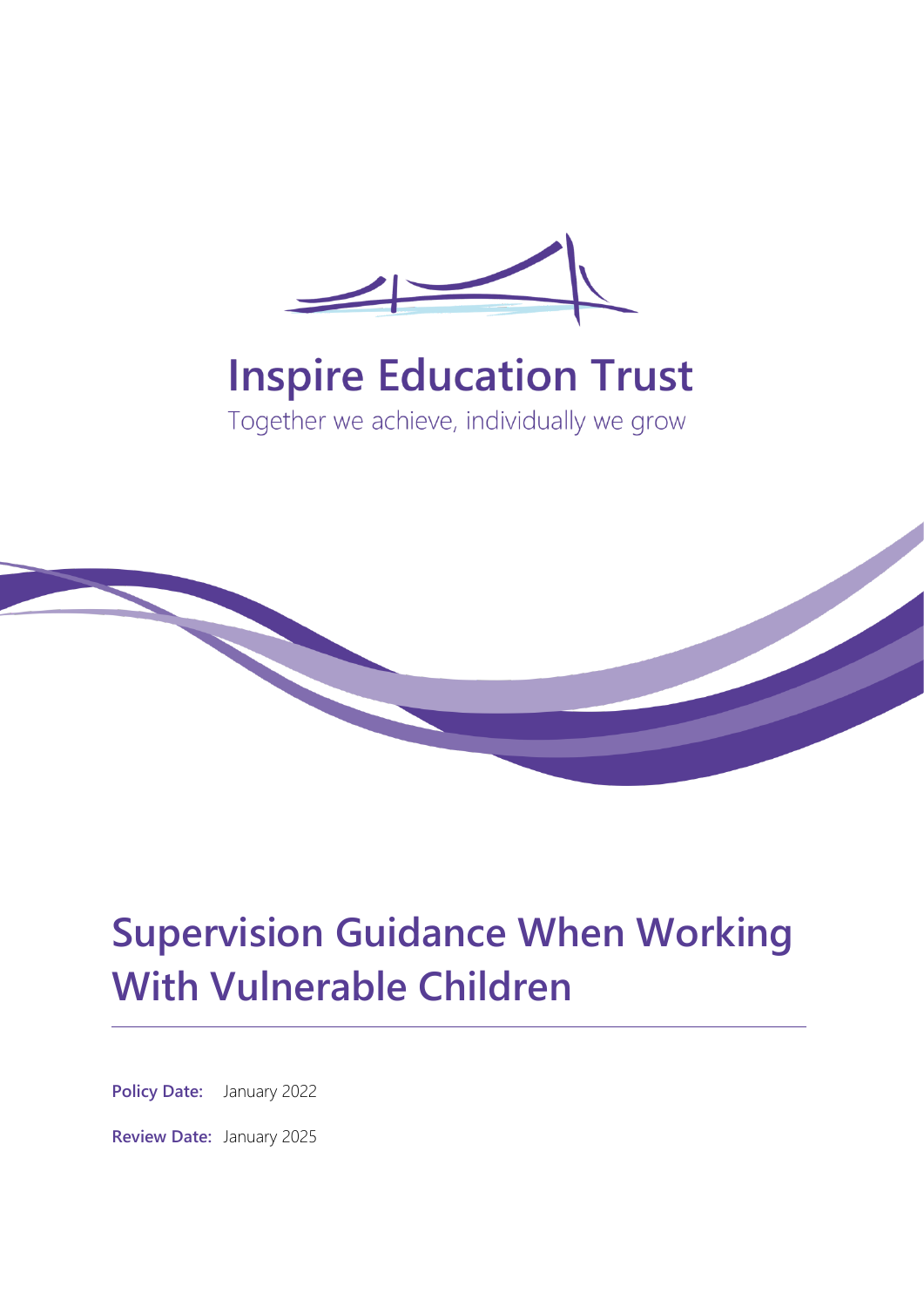# Inspire Education Trust

Together we achieve, individually we grow

# Supervision Guidance When Working With Vulnerable Children

**Policy Date:** January 2022

**Review Date:** January 2025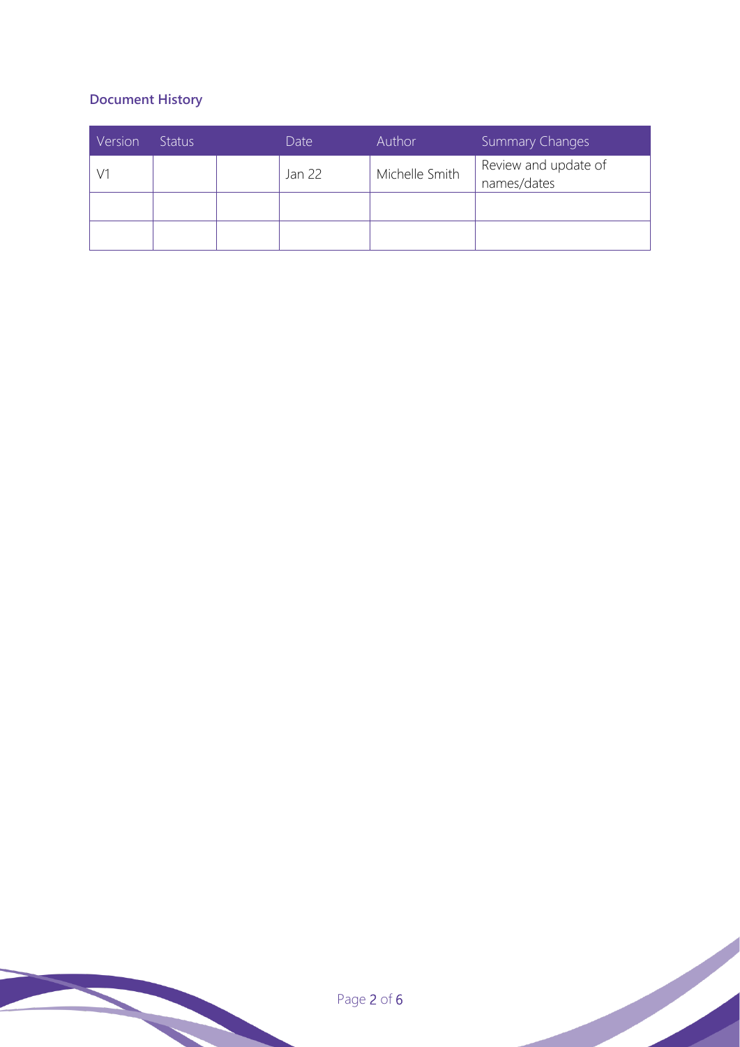### Document History

| Version | Status | | Date | Author | Summary Changes |
|---|---|---|---|---|---|
| V1 | | | Jan 22 | Michelle Smith | Review and update of names/dates |
| | | | | | |
| | | | | | |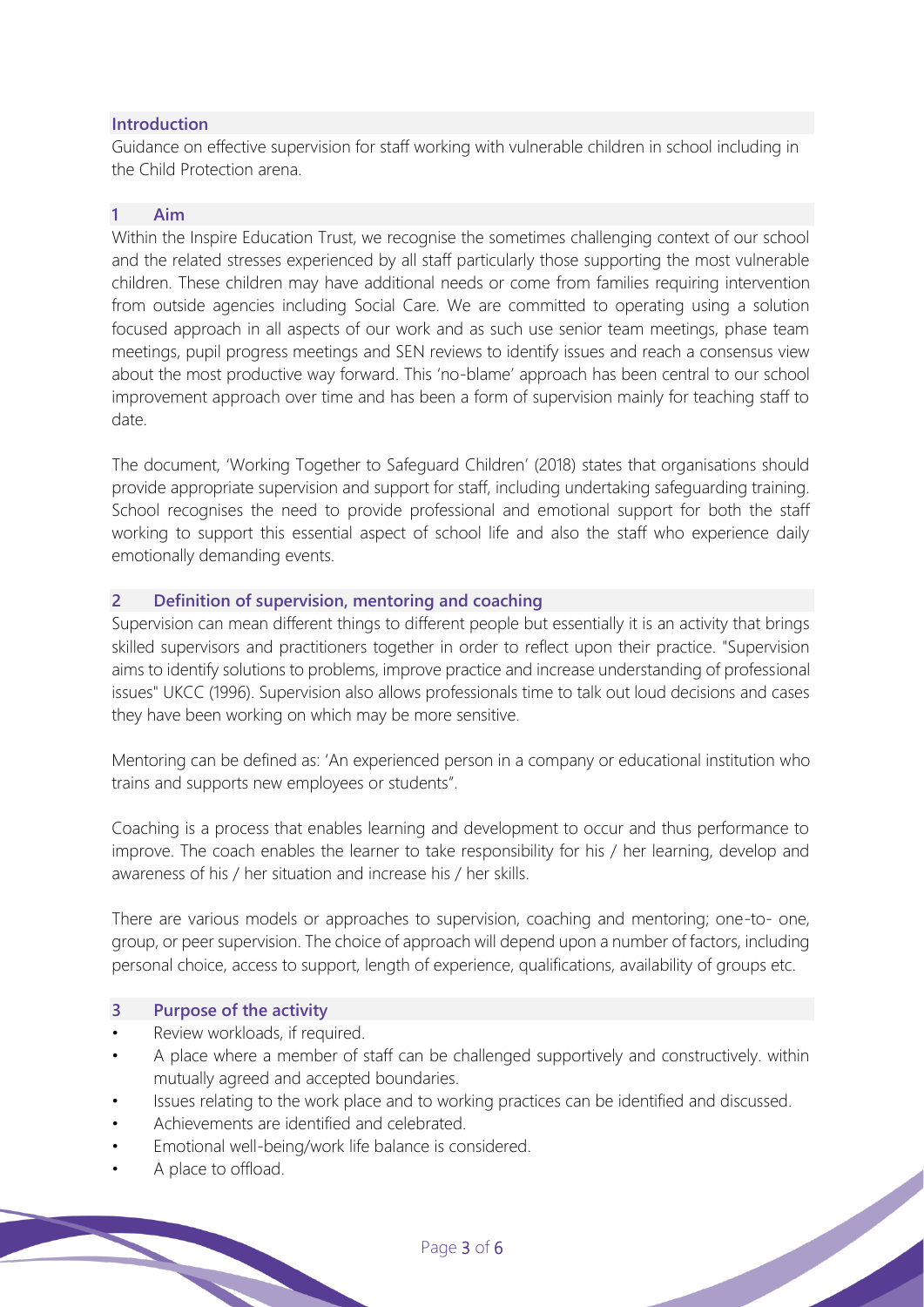## Introduction

Guidance on effective supervision for staff working with vulnerable children in school including in the Child Protection arena.

## 1 Aim

Within the Inspire Education Trust, we recognise the sometimes challenging context of our school and the related stresses experienced by all staff particularly those supporting the most vulnerable children. These children may have additional needs or come from families requiring intervention from outside agencies including Social Care. We are committed to operating using a solution focused approach in all aspects of our work and as such use senior team meetings, phase team meetings, pupil progress meetings and SEN reviews to identify issues and reach a consensus view about the most productive way forward. This 'no-blame' approach has been central to our school improvement approach over time and has been a form of supervision mainly for teaching staff to date.

The document, 'Working Together to Safeguard Children' (2018) states that organisations should provide appropriate supervision and support for staff, including undertaking safeguarding training. School recognises the need to provide professional and emotional support for both the staff working to support this essential aspect of school life and also the staff who experience daily emotionally demanding events.

## 2 Definition of supervision, mentoring and coaching

Supervision can mean different things to different people but essentially it is an activity that brings skilled supervisors and practitioners together in order to reflect upon their practice. "Supervision aims to identify solutions to problems, improve practice and increase understanding of professional issues" UKCC (1996). Supervision also allows professionals time to talk out loud decisions and cases they have been working on which may be more sensitive.

Mentoring can be defined as: 'An experienced person in a company or educational institution who trains and supports new employees or students".

Coaching is a process that enables learning and development to occur and thus performance to improve. The coach enables the learner to take responsibility for his / her learning, develop and awareness of his / her situation and increase his / her skills.

There are various models or approaches to supervision, coaching and mentoring; one-to- one, group, or peer supervision. The choice of approach will depend upon a number of factors, including personal choice, access to support, length of experience, qualifications, availability of groups etc.

## 3 Purpose of the activity

- Review workloads, if required.
- A place where a member of staff can be challenged supportively and constructively. within mutually agreed and accepted boundaries.
- Issues relating to the work place and to working practices can be identified and discussed.
- Achievements are identified and celebrated.
- Emotional well-being/work life balance is considered.
- A place to offload.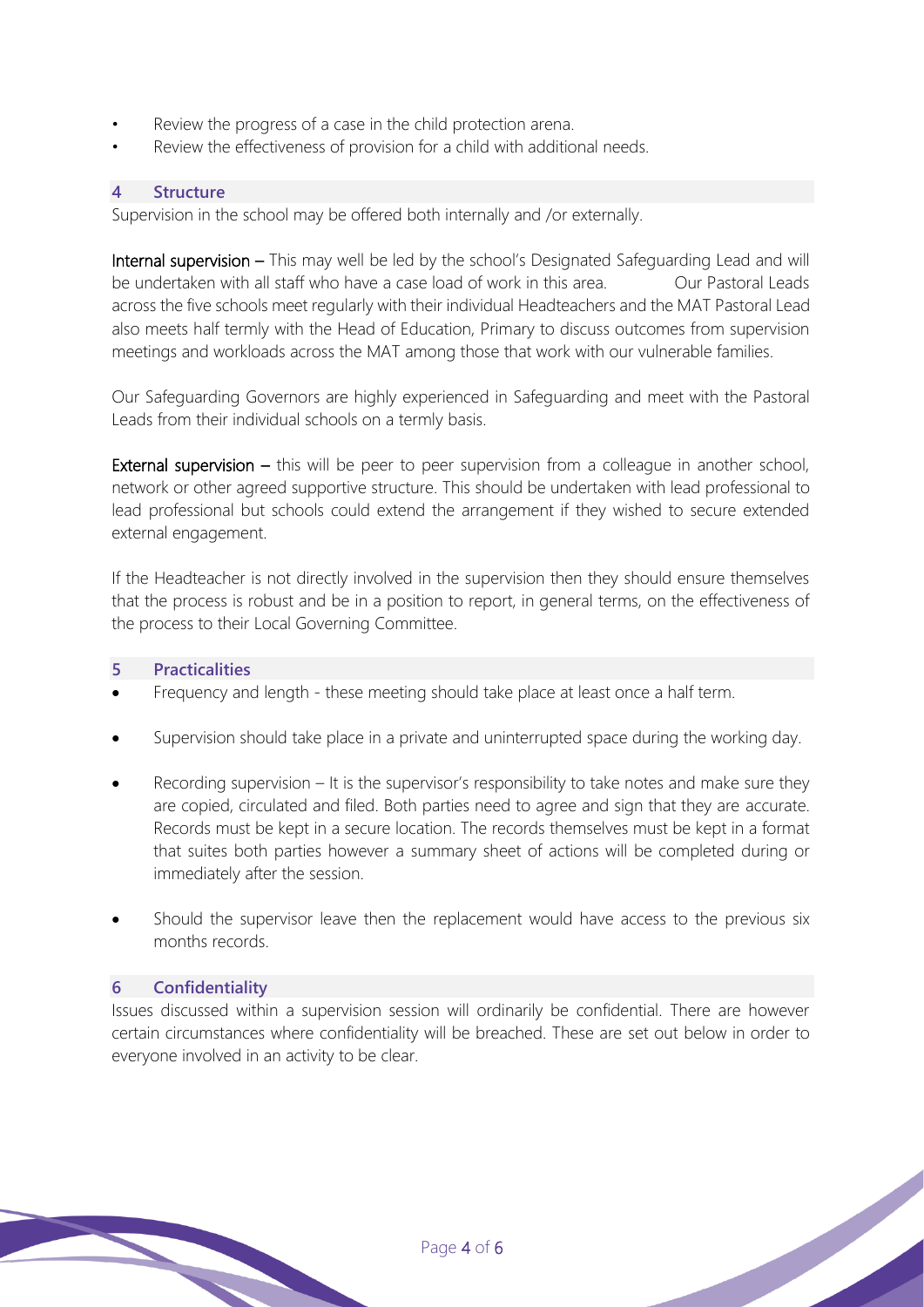- Review the progress of a case in the child protection arena.
- Review the effectiveness of provision for a child with additional needs.

## 4 Structure

Supervision in the school may be offered both internally and /or externally.

**Internal supervision** – This may well be led by the school's Designated Safeguarding Lead and will be undertaken with all staff who have a case load of work in this area. Our Pastoral Leads across the five schools meet regularly with their individual Headteachers and the MAT Pastoral Lead also meets half termly with the Head of Education, Primary to discuss outcomes from supervision meetings and workloads across the MAT among those that work with our vulnerable families.

Our Safeguarding Governors are highly experienced in Safeguarding and meet with the Pastoral Leads from their individual schools on a termly basis.

**External supervision** – this will be peer to peer supervision from a colleague in another school, network or other agreed supportive structure. This should be undertaken with lead professional to lead professional but schools could extend the arrangement if they wished to secure extended external engagement.

If the Headteacher is not directly involved in the supervision then they should ensure themselves that the process is robust and be in a position to report, in general terms, on the effectiveness of the process to their Local Governing Committee.

## 5 Practicalities

- Frequency and length - these meeting should take place at least once a half term.
- Supervision should take place in a private and uninterrupted space during the working day.
- Recording supervision – It is the supervisor's responsibility to take notes and make sure they are copied, circulated and filed. Both parties need to agree and sign that they are accurate. Records must be kept in a secure location. The records themselves must be kept in a format that suites both parties however a summary sheet of actions will be completed during or immediately after the session.
- Should the supervisor leave then the replacement would have access to the previous six months records.

## 6 Confidentiality

Issues discussed within a supervision session will ordinarily be confidential. There are however certain circumstances where confidentiality will be breached. These are set out below in order to everyone involved in an activity to be clear.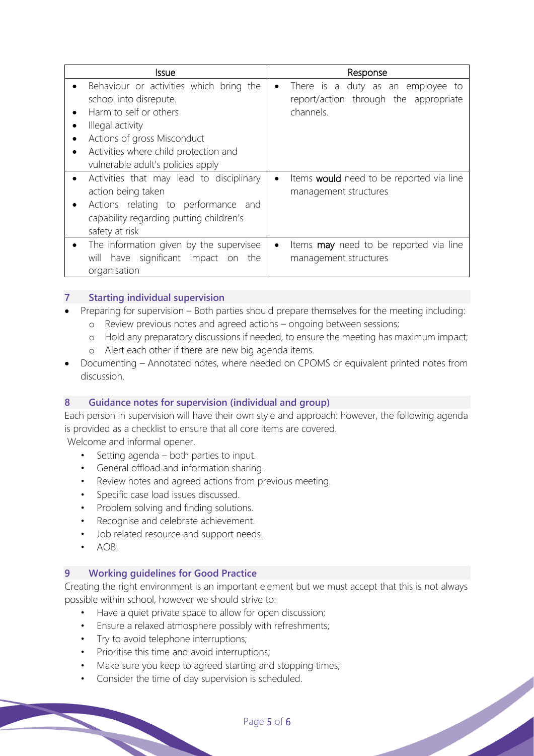| Issue | Response |
| --- | --- |
| • Behaviour or activities which bring the school into disrepute.<br>• Harm to self or others<br>• Illegal activity<br>• Actions of gross Misconduct<br>• Activities where child protection and vulnerable adult's policies apply | • There is a duty as an employee to report/action through the appropriate channels. |
| • Activities that may lead to disciplinary action being taken<br>• Actions relating to performance and capability regarding putting children's safety at risk | • Items **would** need to be reported via line management structures |
| • The information given by the supervisee will have significant impact on the organisation | • Items **may** need to be reported via line management structures |

## 7 Starting individual supervision

- Preparing for supervision – Both parties should prepare themselves for the meeting including:
  - Review previous notes and agreed actions – ongoing between sessions;
  - Hold any preparatory discussions if needed, to ensure the meeting has maximum impact;
  - Alert each other if there are new big agenda items.
- Documenting – Annotated notes, where needed on CPOMS or equivalent printed notes from discussion.

## 8 Guidance notes for supervision (individual and group)

Each person in supervision will have their own style and approach: however, the following agenda is provided as a checklist to ensure that all core items are covered.

Welcome and informal opener.

- Setting agenda – both parties to input.
- General offload and information sharing.
- Review notes and agreed actions from previous meeting.
- Specific case load issues discussed.
- Problem solving and finding solutions.
- Recognise and celebrate achievement.
- Job related resource and support needs.
- AOB.

## 9 Working guidelines for Good Practice

Creating the right environment is an important element but we must accept that this is not always possible within school, however we should strive to:

- Have a quiet private space to allow for open discussion;
- Ensure a relaxed atmosphere possibly with refreshments;
- Try to avoid telephone interruptions;
- Prioritise this time and avoid interruptions;
- Make sure you keep to agreed starting and stopping times;
- Consider the time of day supervision is scheduled.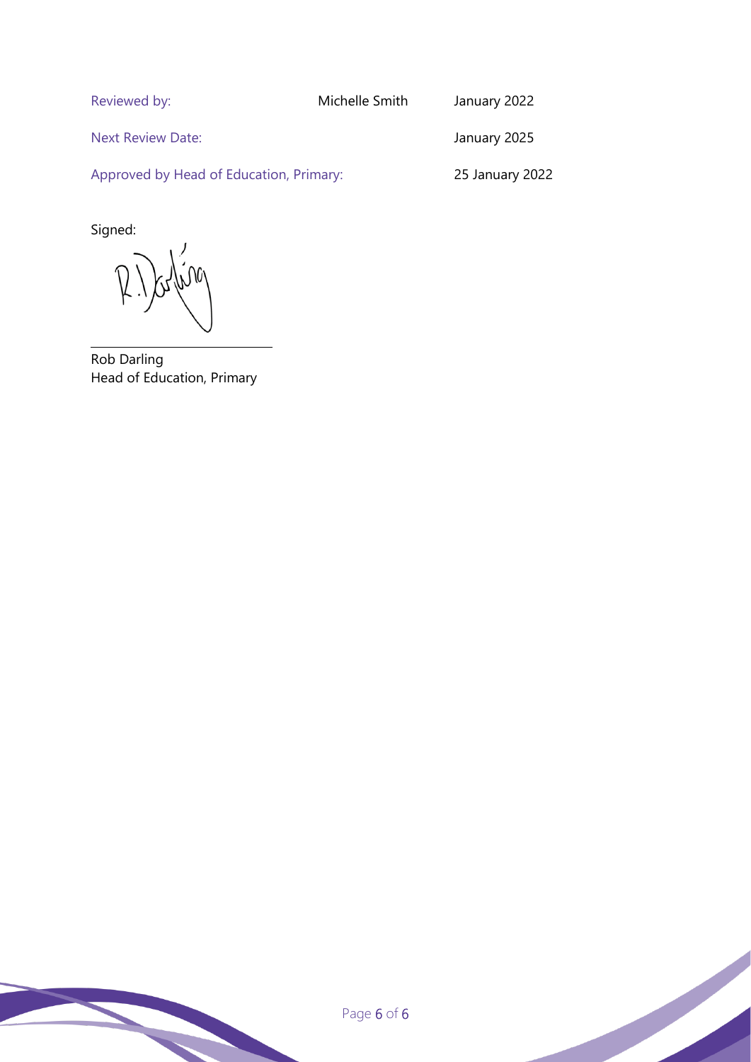| | | |
|---|---|---|
| Reviewed by: | Michelle Smith | January 2022 |
| Next Review Date: | | January 2025 |
| Approved by Head of Education, Primary: | | 25 January 2022 |

Signed:

Rob Darling
Head of Education, Primary